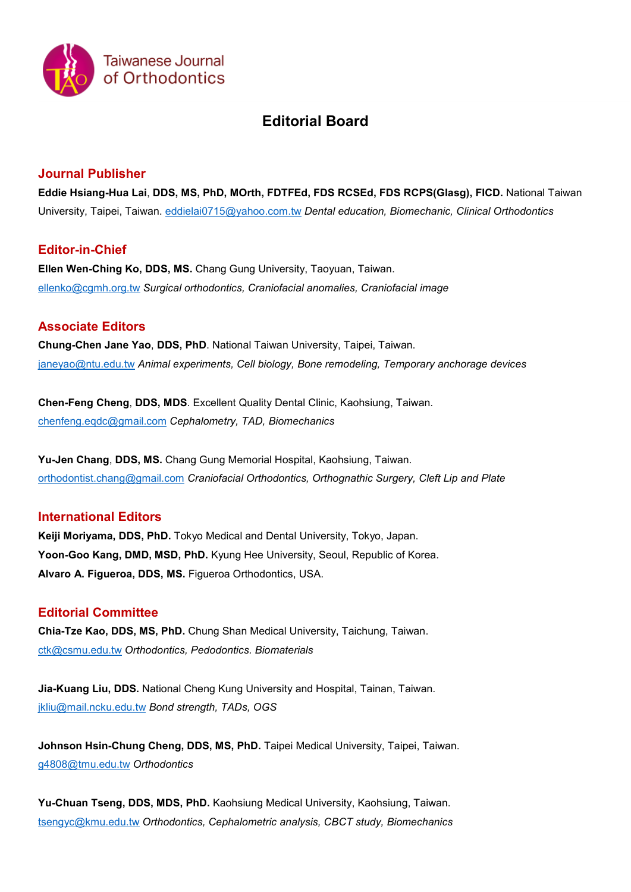Taiwanese Journal of Orthodontics

# Editorial Board

## Journal Publisher

**Eddie Hsiang-Hua Lai**, **DDS, MS, PhD, MOrth, FDTFEd, FDS RCSEd, FDS RCPS(Glasg), FICD.** National Taiwan University, Taipei, Taiwan. eddielai0715@yahoo.com.tw *Dental education, Biomechanic, Clinical Orthodontics*

## Editor-in-Chief

**Ellen Wen-Ching Ko, DDS, MS.** Chang Gung University, Taoyuan, Taiwan. ellenko@cgmh.org.tw *Surgical orthodontics, Craniofacial anomalies, Craniofacial image*

## Associate Editors

**Chung-Chen Jane Yao**, **DDS, PhD**. National Taiwan University, Taipei, Taiwan. janeyao@ntu.edu.tw *Animal experiments, Cell biology, Bone remodeling, Temporary anchorage devices*

**Chen-Feng Cheng**, **DDS, MDS**. Excellent Quality Dental Clinic, Kaohsiung, Taiwan. chenfeng.eqdc@gmail.com *Cephalometry, TAD, Biomechanics*

**Yu-Jen Chang**, **DDS, MS.** Chang Gung Memorial Hospital, Kaohsiung, Taiwan. orthodontist.chang@gmail.com *Craniofacial Orthodontics, Orthognathic Surgery, Cleft Lip and Plate*

## International Editors

**Keiji Moriyama, DDS, PhD.** Tokyo Medical and Dental University, Tokyo, Japan.
**Yoon-Goo Kang, DMD, MSD, PhD.** Kyung Hee University, Seoul, Republic of Korea.
**Alvaro A. Figueroa, DDS, MS.** Figueroa Orthodontics, USA.

## Editorial Committee

**Chia-Tze Kao, DDS, MS, PhD.** Chung Shan Medical University, Taichung, Taiwan. ctk@csmu.edu.tw *Orthodontics, Pedodontics. Biomaterials*

**Jia-Kuang Liu, DDS.** National Cheng Kung University and Hospital, Tainan, Taiwan. jkliu@mail.ncku.edu.tw *Bond strength, TADs, OGS*

**Johnson Hsin-Chung Cheng, DDS, MS, PhD.** Taipei Medical University, Taipei, Taiwan. g4808@tmu.edu.tw *Orthodontics*

**Yu-Chuan Tseng, DDS, MDS, PhD.** Kaohsiung Medical University, Kaohsiung, Taiwan. tsengyc@kmu.edu.tw *Orthodontics, Cephalometric analysis, CBCT study, Biomechanics*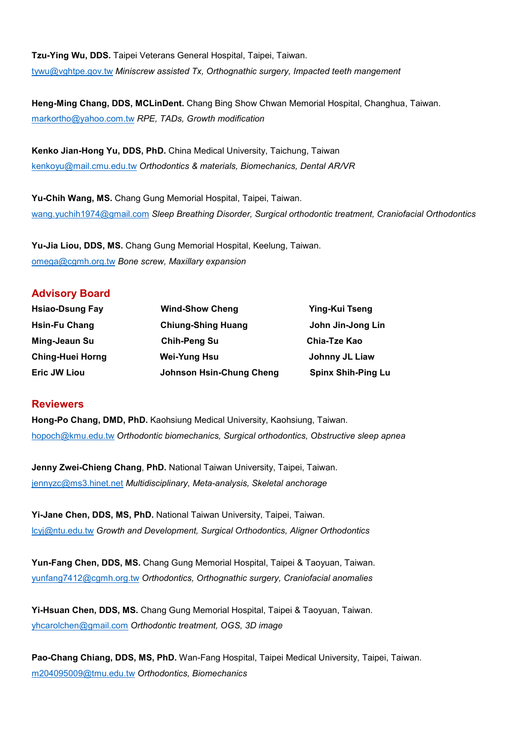**Tzu-Ying Wu, DDS.** Taipei Veterans General Hospital, Taipei, Taiwan.
tywu@vghtpe.gov.tw *Miniscrew assisted Tx, Orthognathic surgery, Impacted teeth mangement*

**Heng-Ming Chang, DDS, MCLinDent.** Chang Bing Show Chwan Memorial Hospital, Changhua, Taiwan.
markortho@yahoo.com.tw *RPE, TADs, Growth modification*

**Kenko Jian-Hong Yu, DDS, PhD.** China Medical University, Taichung, Taiwan
kenkoyu@mail.cmu.edu.tw *Orthodontics & materials, Biomechanics, Dental AR/VR*

**Yu-Chih Wang, MS.** Chang Gung Memorial Hospital, Taipei, Taiwan.
wang.yuchih1974@gmail.com *Sleep Breathing Disorder, Surgical orthodontic treatment, Craniofacial Orthodontics*

**Yu-Jia Liou, DDS, MS.** Chang Gung Memorial Hospital, Keelung, Taiwan.
omega@cgmh.org.tw *Bone screw, Maxillary expansion*

## Advisory Board

| | | |
|---|---|---|
| **Hsiao-Dsung Fay** | **Wind-Show Cheng** | **Ying-Kui Tseng** |
| **Hsin-Fu Chang** | **Chiung-Shing Huang** | **John Jin-Jong Lin** |
| **Ming-Jeaun Su** | **Chih-Peng Su** | **Chia-Tze Kao** |
| **Ching-Huei Horng** | **Wei-Yung Hsu** | **Johnny JL Liaw** |
| **Eric JW Liou** | **Johnson Hsin-Chung Cheng** | **Spinx Shih-Ping Lu** |

## Reviewers

**Hong-Po Chang, DMD, PhD.** Kaohsiung Medical University, Kaohsiung, Taiwan.
hopoch@kmu.edu.tw *Orthodontic biomechanics, Surgical orthodontics, Obstructive sleep apnea*

**Jenny Zwei-Chieng Chang**, **PhD.** National Taiwan University, Taipei, Taiwan.
jennyzc@ms3.hinet.net *Multidisciplinary, Meta-analysis, Skeletal anchorage*

**Yi-Jane Chen, DDS, MS, PhD.** National Taiwan University, Taipei, Taiwan.
lcyj@ntu.edu.tw *Growth and Development, Surgical Orthodontics, Aligner Orthodontics*

**Yun-Fang Chen, DDS, MS.** Chang Gung Memorial Hospital, Taipei & Taoyuan, Taiwan.
yunfang7412@cgmh.org.tw *Orthodontics, Orthognathic surgery, Craniofacial anomalies*

**Yi-Hsuan Chen, DDS, MS.** Chang Gung Memorial Hospital, Taipei & Taoyuan, Taiwan.
yhcarolchen@gmail.com *Orthodontic treatment, OGS, 3D image*

**Pao-Chang Chiang, DDS, MS, PhD.** Wan-Fang Hospital, Taipei Medical University, Taipei, Taiwan.
m204095009@tmu.edu.tw *Orthodontics, Biomechanics*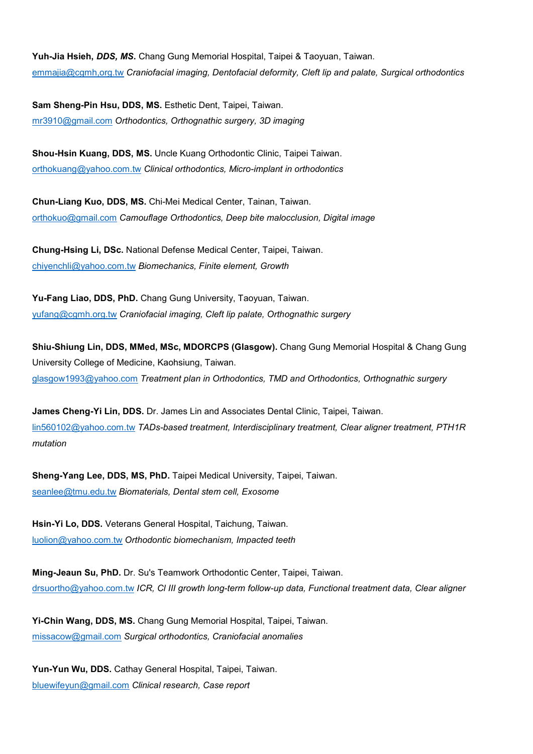**Yuh-Jia Hsieh, *DDS, MS*.** Chang Gung Memorial Hospital, Taipei & Taoyuan, Taiwan.
emmajia@cgmh,org.tw *Craniofacial imaging, Dentofacial deformity, Cleft lip and palate, Surgical orthodontics*

**Sam Sheng-Pin Hsu, DDS, MS.** Esthetic Dent, Taipei, Taiwan.
mr3910@gmail.com *Orthodontics, Orthognathic surgery, 3D imaging*

**Shou-Hsin Kuang, DDS, MS.** Uncle Kuang Orthodontic Clinic, Taipei Taiwan.
orthokuang@yahoo.com.tw *Clinical orthodontics, Micro-implant in orthodontics*

**Chun-Liang Kuo, DDS, MS.** Chi-Mei Medical Center, Tainan, Taiwan.
orthokuo@gmail.com *Camouflage Orthodontics, Deep bite malocclusion, Digital image*

**Chung-Hsing Li, DSc.** National Defense Medical Center, Taipei, Taiwan.
chiyenchli@yahoo.com.tw *Biomechanics, Finite element, Growth*

**Yu-Fang Liao, DDS, PhD.** Chang Gung University, Taoyuan, Taiwan.
yufang@cgmh.org.tw *Craniofacial imaging, Cleft lip palate, Orthognathic surgery*

**Shiu-Shiung Lin, DDS, MMed, MSc, MDORCPS (Glasgow).** Chang Gung Memorial Hospital & Chang Gung University College of Medicine, Kaohsiung, Taiwan.
glasgow1993@yahoo.com *Treatment plan in Orthodontics, TMD and Orthodontics, Orthognathic surgery*

**James Cheng-Yi Lin, DDS.** Dr. James Lin and Associates Dental Clinic, Taipei, Taiwan.
lin560102@yahoo.com.tw *TADs-based treatment, Interdisciplinary treatment, Clear aligner treatment, PTH1R mutation*

**Sheng-Yang Lee, DDS, MS, PhD.** Taipei Medical University, Taipei, Taiwan.
seanlee@tmu.edu.tw *Biomaterials, Dental stem cell, Exosome*

**Hsin-Yi Lo, DDS.** Veterans General Hospital, Taichung, Taiwan.
luolion@yahoo.com.tw *Orthodontic biomechanism, Impacted teeth*

**Ming-Jeaun Su, PhD.** Dr. Su's Teamwork Orthodontic Center, Taipei, Taiwan.
drsuortho@yahoo.com.tw *ICR, Cl III growth long-term follow-up data, Functional treatment data, Clear aligner*

**Yi-Chin Wang, DDS, MS.** Chang Gung Memorial Hospital, Taipei, Taiwan.
missacow@gmail.com *Surgical orthodontics, Craniofacial anomalies*

**Yun-Yun Wu, DDS.** Cathay General Hospital, Taipei, Taiwan.
bluewifeyun@gmail.com *Clinical research, Case report*